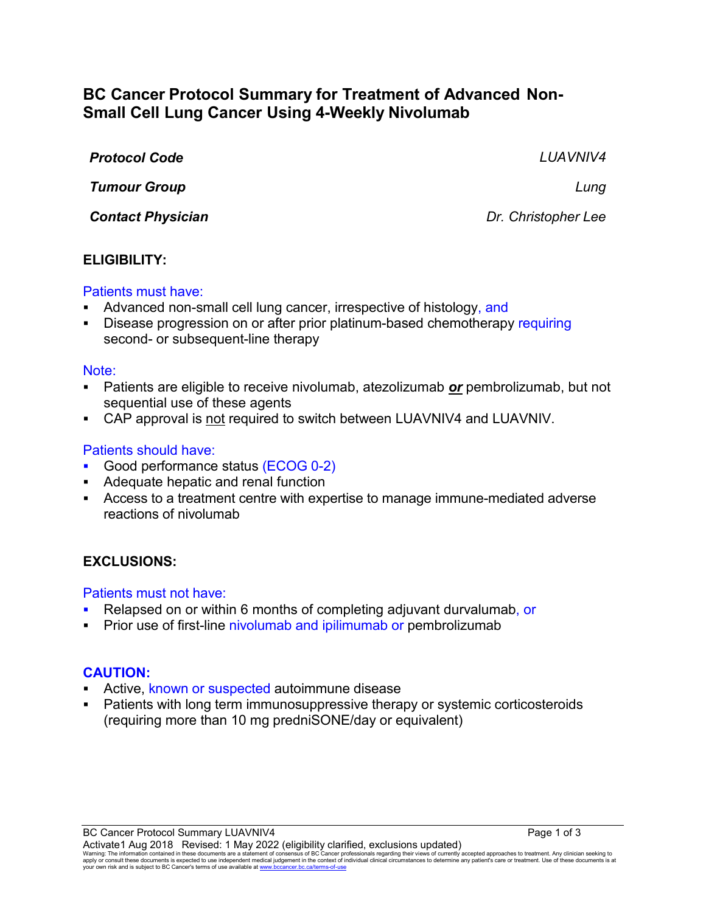# BC Cancer Protocol Summary for Treatment of Advanced Non-Small Cell Lung Cancer Using 4-Weekly Nivolumab

| | |
|---|---|
| ***Protocol Code*** | *LUAVNIV4* |
| ***Tumour Group*** | *Lung* |
| ***Contact Physician*** | *Dr. Christopher Lee* |

## ELIGIBILITY:

Patients must have:

- Advanced non-small cell lung cancer, irrespective of histology, and
- Disease progression on or after prior platinum-based chemotherapy requiring second- or subsequent-line therapy

Note:

- Patients are eligible to receive nivolumab, atezolizumab ***or*** pembrolizumab, but not sequential use of these agents
- CAP approval is not required to switch between LUAVNIV4 and LUAVNIV.

Patients should have:

- Good performance status (ECOG 0-2)
- Adequate hepatic and renal function
- Access to a treatment centre with expertise to manage immune-mediated adverse reactions of nivolumab

## EXCLUSIONS:

Patients must not have:

- Relapsed on or within 6 months of completing adjuvant durvalumab, or
- Prior use of first-line nivolumab and ipilimumab or pembrolizumab

## CAUTION:

- Active, known or suspected autoimmune disease
- Patients with long term immunosuppressive therapy or systemic corticosteroids (requiring more than 10 mg predniSONE/day or equivalent)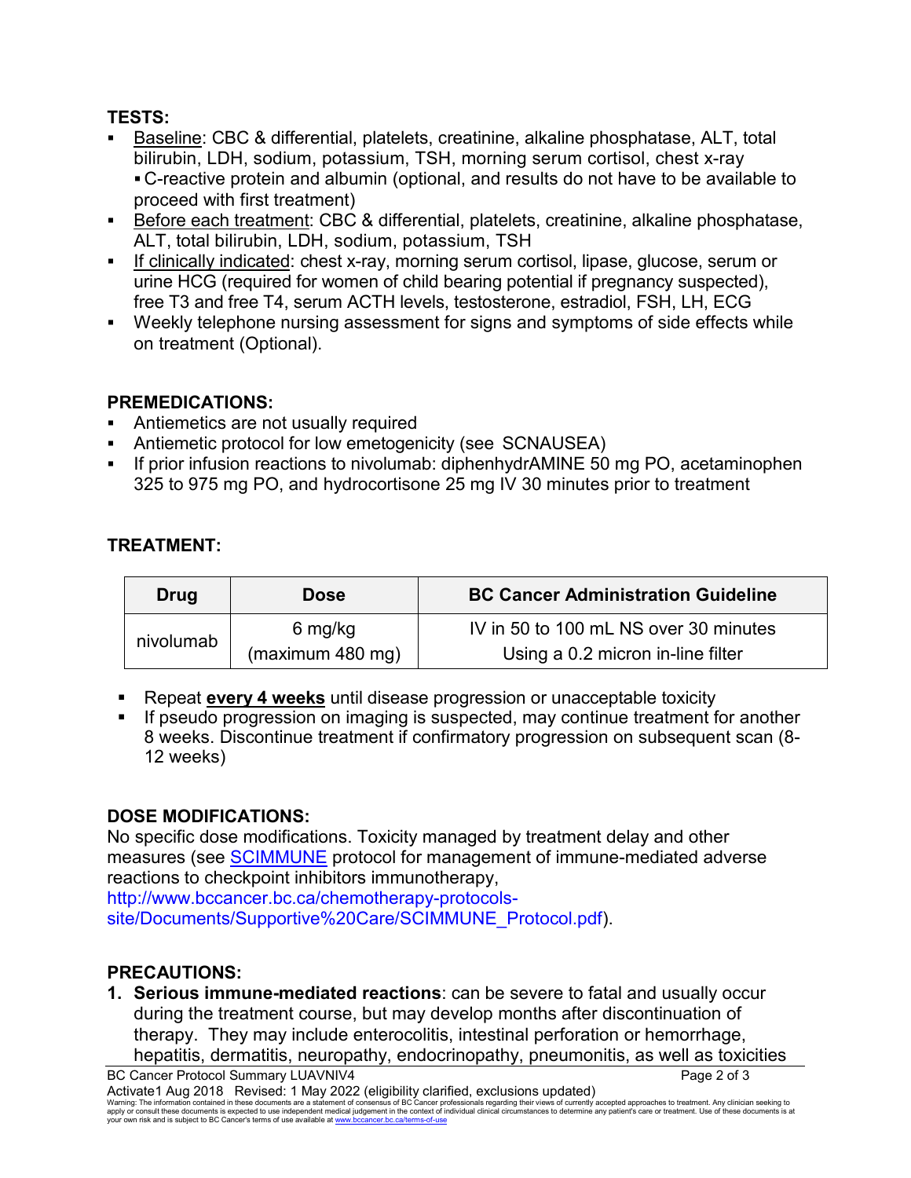## TESTS:

- Baseline: CBC & differential, platelets, creatinine, alkaline phosphatase, ALT, total bilirubin, LDH, sodium, potassium, TSH, morning serum cortisol, chest x-ray
  - C-reactive protein and albumin (optional, and results do not have to be available to proceed with first treatment)
- Before each treatment: CBC & differential, platelets, creatinine, alkaline phosphatase, ALT, total bilirubin, LDH, sodium, potassium, TSH
- If clinically indicated: chest x-ray, morning serum cortisol, lipase, glucose, serum or urine HCG (required for women of child bearing potential if pregnancy suspected), free T3 and free T4, serum ACTH levels, testosterone, estradiol, FSH, LH, ECG
- Weekly telephone nursing assessment for signs and symptoms of side effects while on treatment (Optional).

## PREMEDICATIONS:

- Antiemetics are not usually required
- Antiemetic protocol for low emetogenicity (see SCNAUSEA)
- If prior infusion reactions to nivolumab: diphenhydrAMINE 50 mg PO, acetaminophen 325 to 975 mg PO, and hydrocortisone 25 mg IV 30 minutes prior to treatment

## TREATMENT:

| Drug | Dose | BC Cancer Administration Guideline |
|---|---|---|
| nivolumab | 6 mg/kg (maximum 480 mg) | IV in 50 to 100 mL NS over 30 minutes Using a 0.2 micron in-line filter |

- Repeat **every 4 weeks** until disease progression or unacceptable toxicity
- If pseudo progression on imaging is suspected, may continue treatment for another 8 weeks. Discontinue treatment if confirmatory progression on subsequent scan (8-12 weeks)

## DOSE MODIFICATIONS:

No specific dose modifications. Toxicity managed by treatment delay and other measures (see SCIMMUNE protocol for management of immune-mediated adverse reactions to checkpoint inhibitors immunotherapy, http://www.bccancer.bc.ca/chemotherapy-protocols-site/Documents/Supportive%20Care/SCIMMUNE_Protocol.pdf).

## PRECAUTIONS:

1. **Serious immune-mediated reactions**: can be severe to fatal and usually occur during the treatment course, but may develop months after discontinuation of therapy. They may include enterocolitis, intestinal perforation or hemorrhage, hepatitis, dermatitis, neuropathy, endocrinopathy, pneumonitis, as well as toxicities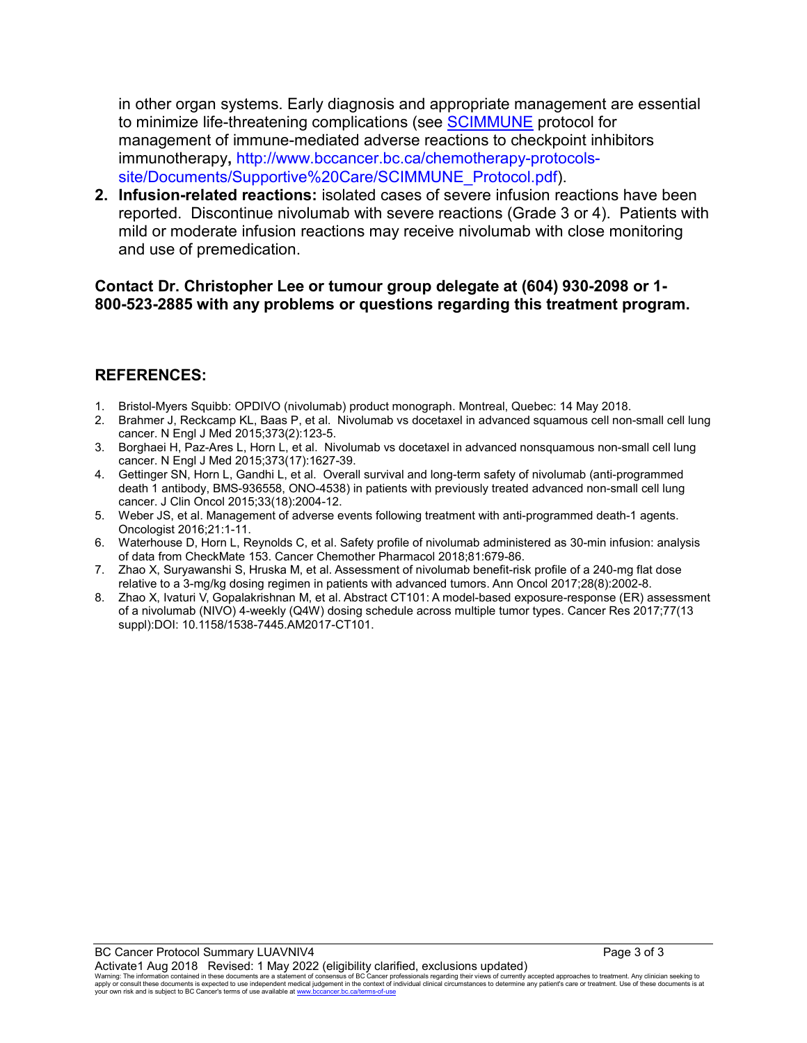in other organ systems. Early diagnosis and appropriate management are essential to minimize life-threatening complications (see SCIMMUNE protocol for management of immune-mediated adverse reactions to checkpoint inhibitors immunotherapy, http://www.bccancer.bc.ca/chemotherapy-protocols-site/Documents/Supportive%20Care/SCIMMUNE_Protocol.pdf).

2. **Infusion-related reactions:** isolated cases of severe infusion reactions have been reported. Discontinue nivolumab with severe reactions (Grade 3 or 4). Patients with mild or moderate infusion reactions may receive nivolumab with close monitoring and use of premedication.

**Contact Dr. Christopher Lee or tumour group delegate at (604) 930-2098 or 1-800-523-2885 with any problems or questions regarding this treatment program.**

## REFERENCES:

1. Bristol-Myers Squibb: OPDIVO (nivolumab) product monograph. Montreal, Quebec: 14 May 2018.
2. Brahmer J, Reckcamp KL, Baas P, et al. Nivolumab vs docetaxel in advanced squamous cell non-small cell lung cancer. N Engl J Med 2015;373(2):123-5.
3. Borghaei H, Paz-Ares L, Horn L, et al. Nivolumab vs docetaxel in advanced nonsquamous non-small cell lung cancer. N Engl J Med 2015;373(17):1627-39.
4. Gettinger SN, Horn L, Gandhi L, et al. Overall survival and long-term safety of nivolumab (anti-programmed death 1 antibody, BMS-936558, ONO-4538) in patients with previously treated advanced non-small cell lung cancer. J Clin Oncol 2015;33(18):2004-12.
5. Weber JS, et al. Management of adverse events following treatment with anti-programmed death-1 agents. Oncologist 2016;21:1-11.
6. Waterhouse D, Horn L, Reynolds C, et al. Safety profile of nivolumab administered as 30-min infusion: analysis of data from CheckMate 153. Cancer Chemother Pharmacol 2018;81:679-86.
7. Zhao X, Suryawanshi S, Hruska M, et al. Assessment of nivolumab benefit-risk profile of a 240-mg flat dose relative to a 3-mg/kg dosing regimen in patients with advanced tumors. Ann Oncol 2017;28(8):2002-8.
8. Zhao X, Ivaturi V, Gopalakrishnan M, et al. Abstract CT101: A model-based exposure-response (ER) assessment of a nivolumab (NIVO) 4-weekly (Q4W) dosing schedule across multiple tumor types. Cancer Res 2017;77(13 suppl):DOI: 10.1158/1538-7445.AM2017-CT101.